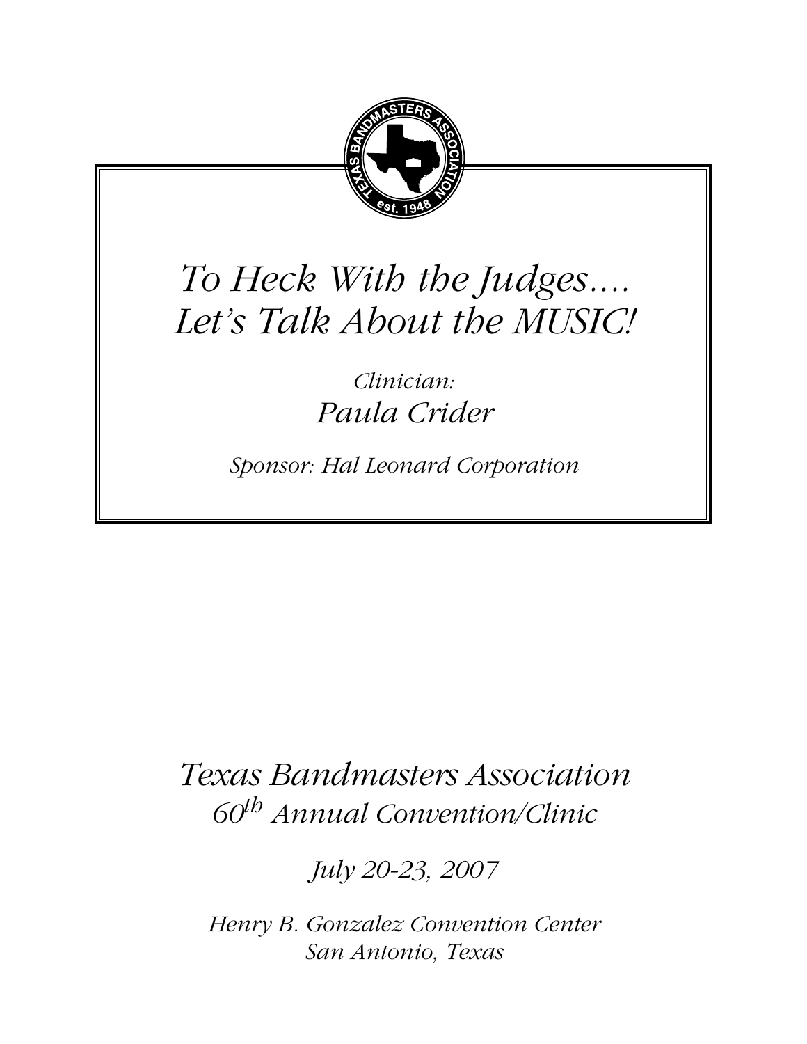# *To Heck With the Judges.... Let's Talk About the MUSIC!*

*Clinician:*

*Paula Crider*

*Sponsor: Hal Leonard Corporation*

*Texas Bandmasters Association*

*60th Annual Convention/Clinic*

*July 20-23, 2007*

*Henry B. Gonzalez Convention Center*
*San Antonio, Texas*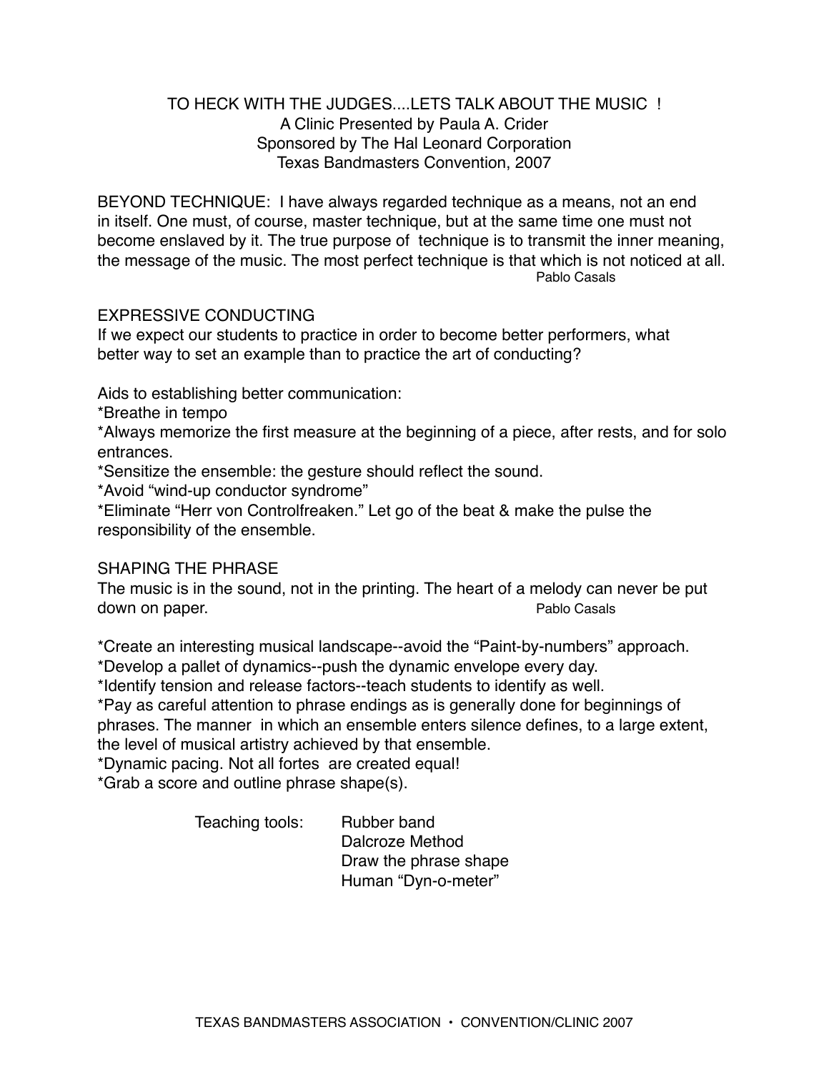# TO HECK WITH THE JUDGES....LETS TALK ABOUT THE MUSIC !

A Clinic Presented by Paula A. Crider
Sponsored by The Hal Leonard Corporation
Texas Bandmasters Convention, 2007

BEYOND TECHNIQUE: I have always regarded technique as a means, not an end in itself. One must, of course, master technique, but at the same time one must not become enslaved by it. The true purpose of technique is to transmit the inner meaning, the message of the music. The most perfect technique is that which is not noticed at all.

Pablo Casals

## EXPRESSIVE CONDUCTING

If we expect our students to practice in order to become better performers, what better way to set an example than to practice the art of conducting?

Aids to establishing better communication:

*Breathe in tempo

*Always memorize the first measure at the beginning of a piece, after rests, and for solo entrances.

*Sensitize the ensemble: the gesture should reflect the sound.

*Avoid "wind-up conductor syndrome"

*Eliminate "Herr von Controlfreaken." Let go of the beat & make the pulse the responsibility of the ensemble.

## SHAPING THE PHRASE

The music is in the sound, not in the printing. The heart of a melody can never be put down on paper.

Pablo Casals

*Create an interesting musical landscape--avoid the "Paint-by-numbers" approach.

*Develop a pallet of dynamics--push the dynamic envelope every day.

*Identify tension and release factors--teach students to identify as well.

*Pay as careful attention to phrase endings as is generally done for beginnings of phrases. The manner in which an ensemble enters silence defines, to a large extent, the level of musical artistry achieved by that ensemble.

*Dynamic pacing. Not all fortes are created equal!

*Grab a score and outline phrase shape(s).

Teaching tools:
- Rubber band
- Dalcroze Method
- Draw the phrase shape
- Human "Dyn-o-meter"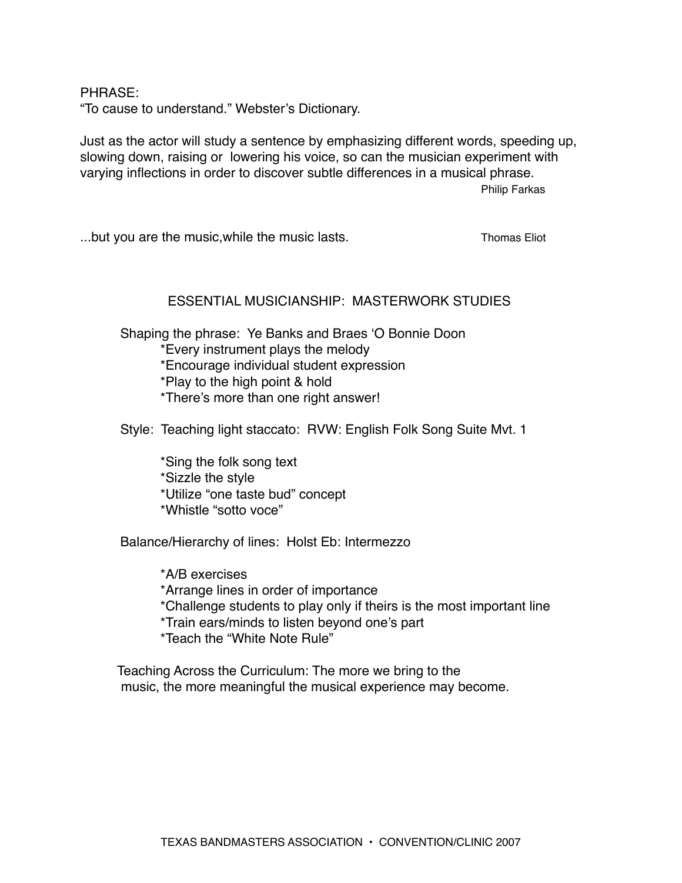PHRASE:
"To cause to understand." Webster's Dictionary.

Just as the actor will study a sentence by emphasizing different words, speeding up, slowing down, raising or lowering his voice, so can the musician experiment with varying inflections in order to discover subtle differences in a musical phrase.

Philip Farkas

...but you are the music,while the music lasts. — Thomas Eliot

## ESSENTIAL MUSICIANSHIP: MASTERWORK STUDIES

Shaping the phrase: Ye Banks and Braes 'O Bonnie Doon

- *Every instrument plays the melody
- *Encourage individual student expression
- *Play to the high point & hold
- *There's more than one right answer!

Style: Teaching light staccato: RVW: English Folk Song Suite Mvt. 1

- *Sing the folk song text
- *Sizzle the style
- *Utilize "one taste bud" concept
- *Whistle "sotto voce"

Balance/Hierarchy of lines: Holst Eb: Intermezzo

- *A/B exercises
- *Arrange lines in order of importance
- *Challenge students to play only if theirs is the most important line
- *Train ears/minds to listen beyond one's part
- *Teach the "White Note Rule"

Teaching Across the Curriculum: The more we bring to the music, the more meaningful the musical experience may become.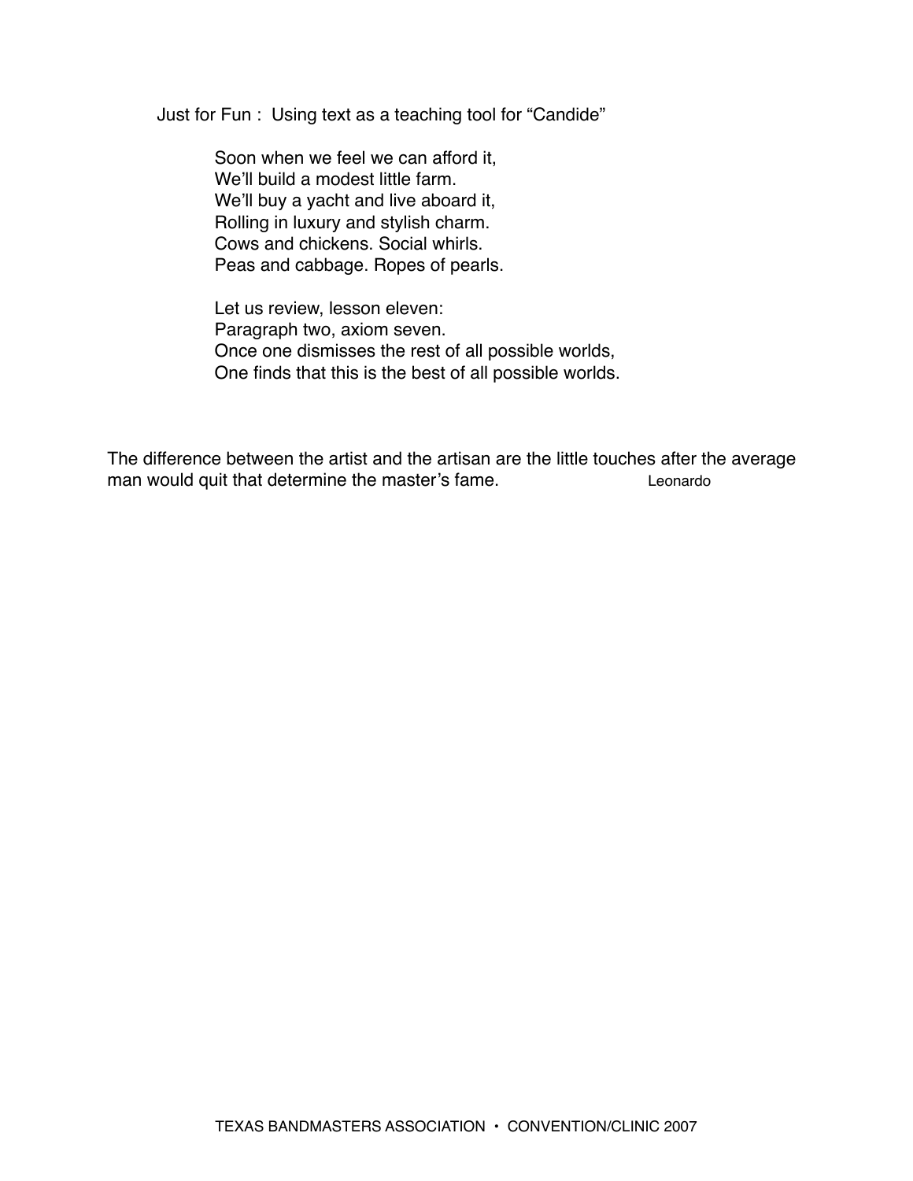Just for Fun : Using text as a teaching tool for "Candide"

> Soon when we feel we can afford it,
> We'll build a modest little farm.
> We'll buy a yacht and live aboard it,
> Rolling in luxury and stylish charm.
> Cows and chickens. Social whirls.
> Peas and cabbage. Ropes of pearls.
>
> Let us review, lesson eleven:
> Paragraph two, axiom seven.
> Once one dismisses the rest of all possible worlds,
> One finds that this is the best of all possible worlds.

The difference between the artist and the artisan are the little touches after the average man would quit that determine the master's fame. — Leonardo